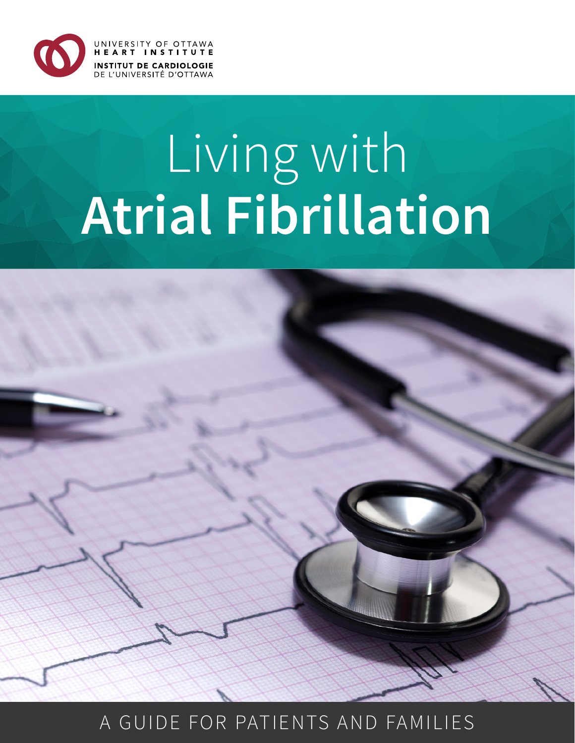UNIVERSITY OF OTTAWA HEART INSTITUTE

INSTITUT DE CARDIOLOGIE DE L'UNIVERSITÉ D'OTTAWA

# Living with Atrial Fibrillation

A GUIDE FOR PATIENTS AND FAMILIES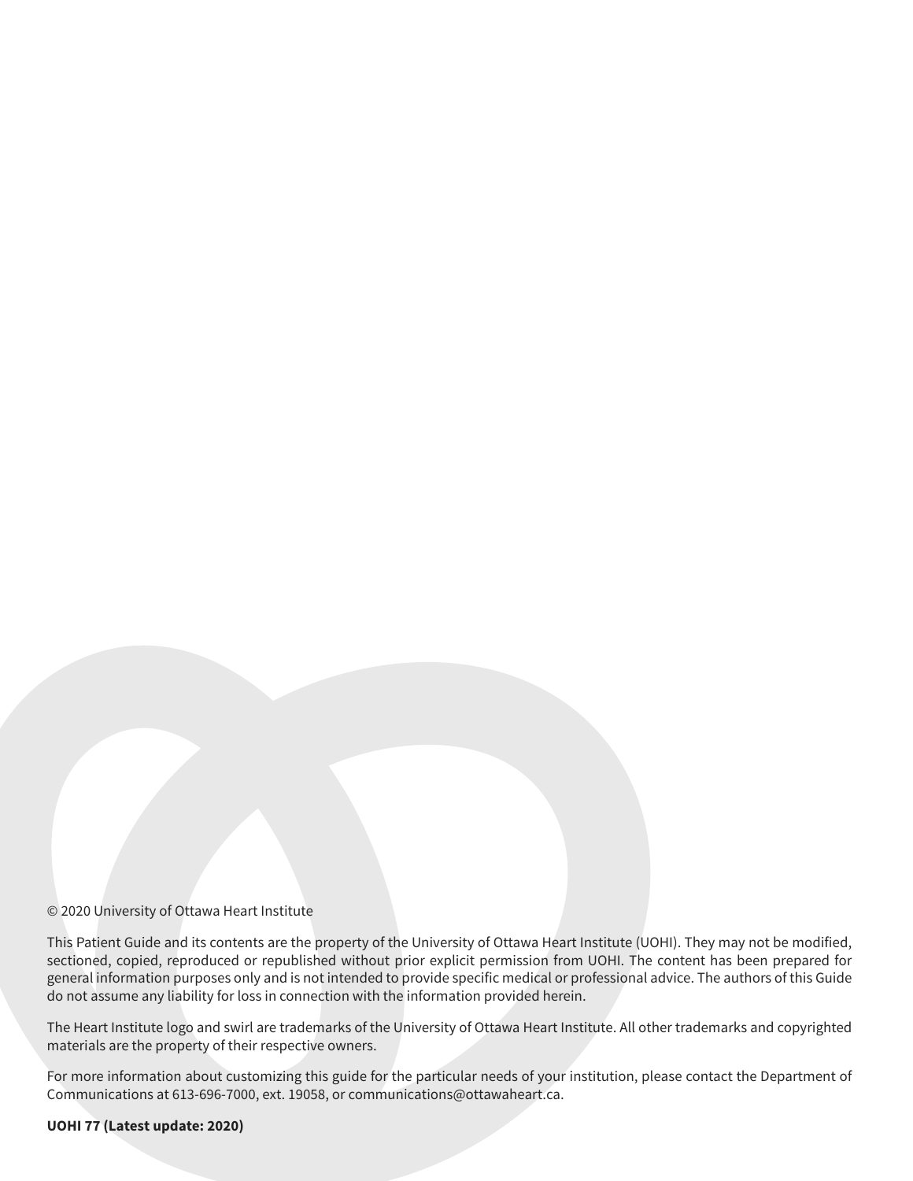© 2020 University of Ottawa Heart Institute

This Patient Guide and its contents are the property of the University of Ottawa Heart Institute (UOHI). They may not be modified, sectioned, copied, reproduced or republished without prior explicit permission from UOHI. The content has been prepared for general information purposes only and is not intended to provide specific medical or professional advice. The authors of this Guide do not assume any liability for loss in connection with the information provided herein.

The Heart Institute logo and swirl are trademarks of the University of Ottawa Heart Institute. All other trademarks and copyrighted materials are the property of their respective owners.

For more information about customizing this guide for the particular needs of your institution, please contact the Department of Communications at 613-696-7000, ext. 19058, or communications@ottawaheart.ca.

**UOHI 77 (Latest update: 2020)**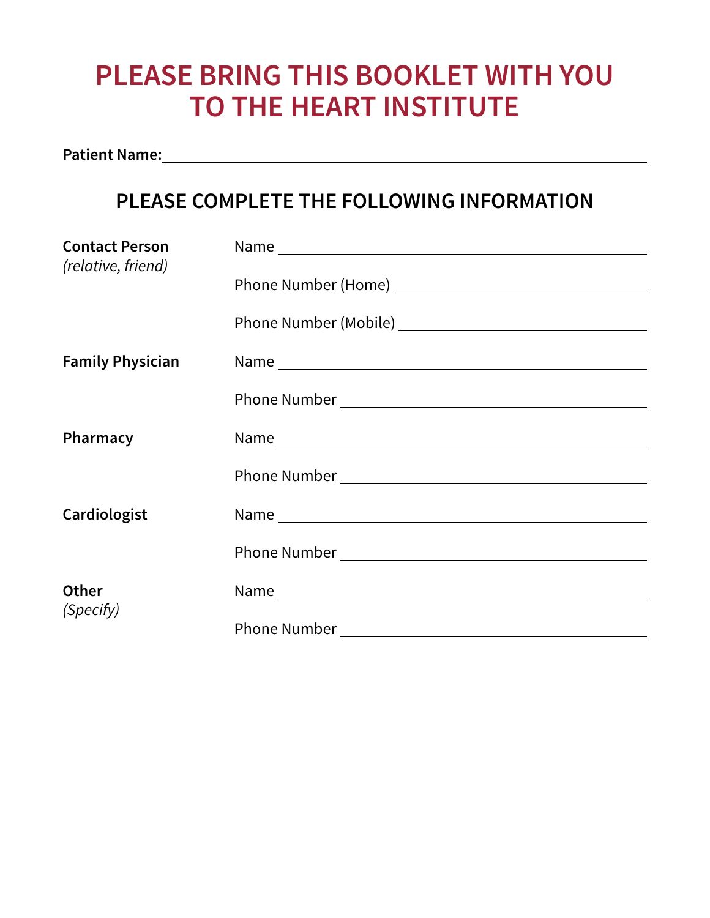# PLEASE BRING THIS BOOKLET WITH YOU TO THE HEART INSTITUTE

**Patient Name:** ____________________________________________

## PLEASE COMPLETE THE FOLLOWING INFORMATION

| | |
|---|---|
| **Contact Person** *(relative, friend)* | Name ____________________ |
| | Phone Number (Home) ____________________ |
| | Phone Number (Mobile) ____________________ |
| **Family Physician** | Name ____________________ |
| | Phone Number ____________________ |
| **Pharmacy** | Name ____________________ |
| | Phone Number ____________________ |
| **Cardiologist** | Name ____________________ |
| | Phone Number ____________________ |
| **Other** *(Specify)* | Name ____________________ |
| | Phone Number ____________________ |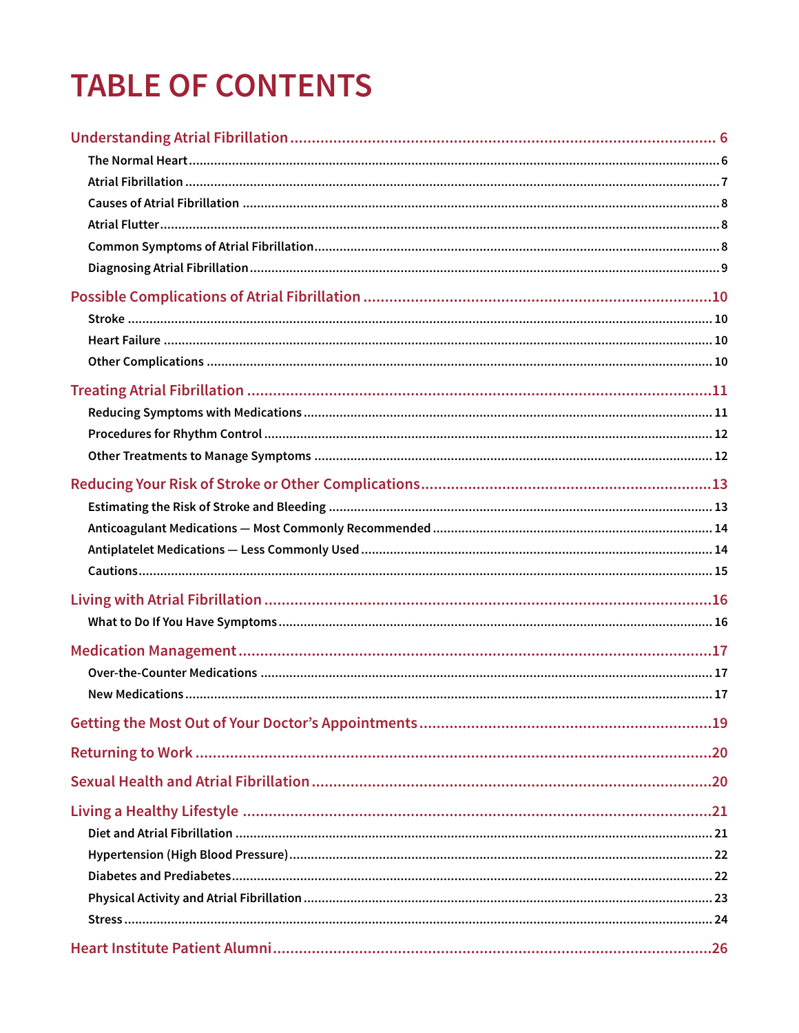# TABLE OF CONTENTS

**Understanding Atrial Fibrillation** ........ 6

- The Normal Heart ........ 6
- Atrial Fibrillation ........ 7
- Causes of Atrial Fibrillation ........ 8
- Atrial Flutter ........ 8
- Common Symptoms of Atrial Fibrillation ........ 8
- Diagnosing Atrial Fibrillation ........ 9

**Possible Complications of Atrial Fibrillation** ........ 10

- Stroke ........ 10
- Heart Failure ........ 10
- Other Complications ........ 10

**Treating Atrial Fibrillation** ........ 11

- Reducing Symptoms with Medications ........ 11
- Procedures for Rhythm Control ........ 12
- Other Treatments to Manage Symptoms ........ 12

**Reducing Your Risk of Stroke or Other Complications** ........ 13

- Estimating the Risk of Stroke and Bleeding ........ 13
- Anticoagulant Medications — Most Commonly Recommended ........ 14
- Antiplatelet Medications — Less Commonly Used ........ 14
- Cautions ........ 15

**Living with Atrial Fibrillation** ........ 16

- What to Do If You Have Symptoms ........ 16

**Medication Management** ........ 17

- Over-the-Counter Medications ........ 17
- New Medications ........ 17

**Getting the Most Out of Your Doctor's Appointments** ........ 19

**Returning to Work** ........ 20

**Sexual Health and Atrial Fibrillation** ........ 20

**Living a Healthy Lifestyle** ........ 21

- Diet and Atrial Fibrillation ........ 21
- Hypertension (High Blood Pressure) ........ 22
- Diabetes and Prediabetes ........ 22
- Physical Activity and Atrial Fibrillation ........ 23
- Stress ........ 24

**Heart Institute Patient Alumni** ........ 26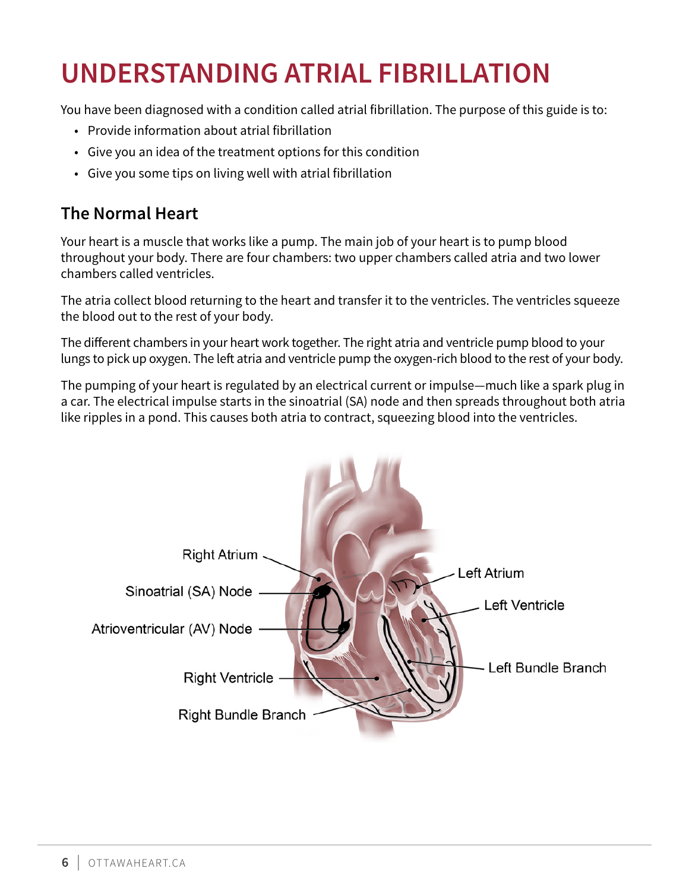# UNDERSTANDING ATRIAL FIBRILLATION

You have been diagnosed with a condition called atrial fibrillation. The purpose of this guide is to:

- Provide information about atrial fibrillation
- Give you an idea of the treatment options for this condition
- Give you some tips on living well with atrial fibrillation

## The Normal Heart

Your heart is a muscle that works like a pump. The main job of your heart is to pump blood throughout your body. There are four chambers: two upper chambers called atria and two lower chambers called ventricles.

The atria collect blood returning to the heart and transfer it to the ventricles. The ventricles squeeze the blood out to the rest of your body.

The different chambers in your heart work together. The right atria and ventricle pump blood to your lungs to pick up oxygen. The left atria and ventricle pump the oxygen-rich blood to the rest of your body.

The pumping of your heart is regulated by an electrical current or impulse—much like a spark plug in a car. The electrical impulse starts in the sinoatrial (SA) node and then spreads throughout both atria like ripples in a pond. This causes both atria to contract, squeezing blood into the ventricles.

Right Atrium
Sinoatrial (SA) Node
Atrioventricular (AV) Node
Right Ventricle
Right Bundle Branch
Left Atrium
Left Ventricle
Left Bundle Branch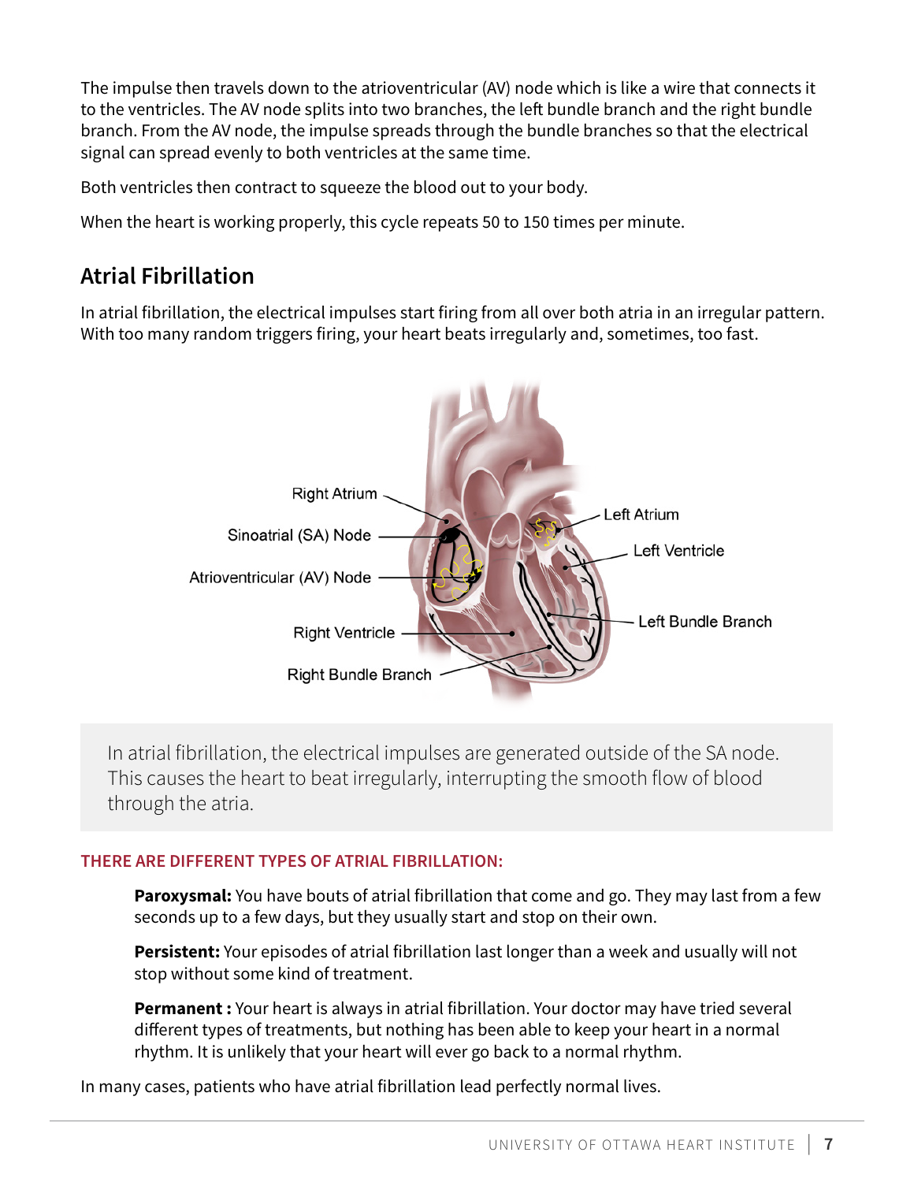The impulse then travels down to the atrioventricular (AV) node which is like a wire that connects it to the ventricles. The AV node splits into two branches, the left bundle branch and the right bundle branch. From the AV node, the impulse spreads through the bundle branches so that the electrical signal can spread evenly to both ventricles at the same time.

Both ventricles then contract to squeeze the blood out to your body.

When the heart is working properly, this cycle repeats 50 to 150 times per minute.

## Atrial Fibrillation

In atrial fibrillation, the electrical impulses start firing from all over both atria in an irregular pattern. With too many random triggers firing, your heart beats irregularly and, sometimes, too fast.

In atrial fibrillation, the electrical impulses are generated outside of the SA node. This causes the heart to beat irregularly, interrupting the smooth flow of blood through the atria.

#### THERE ARE DIFFERENT TYPES OF ATRIAL FIBRILLATION:

**Paroxysmal:** You have bouts of atrial fibrillation that come and go. They may last from a few seconds up to a few days, but they usually start and stop on their own.

**Persistent:** Your episodes of atrial fibrillation last longer than a week and usually will not stop without some kind of treatment.

**Permanent :** Your heart is always in atrial fibrillation. Your doctor may have tried several different types of treatments, but nothing has been able to keep your heart in a normal rhythm. It is unlikely that your heart will ever go back to a normal rhythm.

In many cases, patients who have atrial fibrillation lead perfectly normal lives.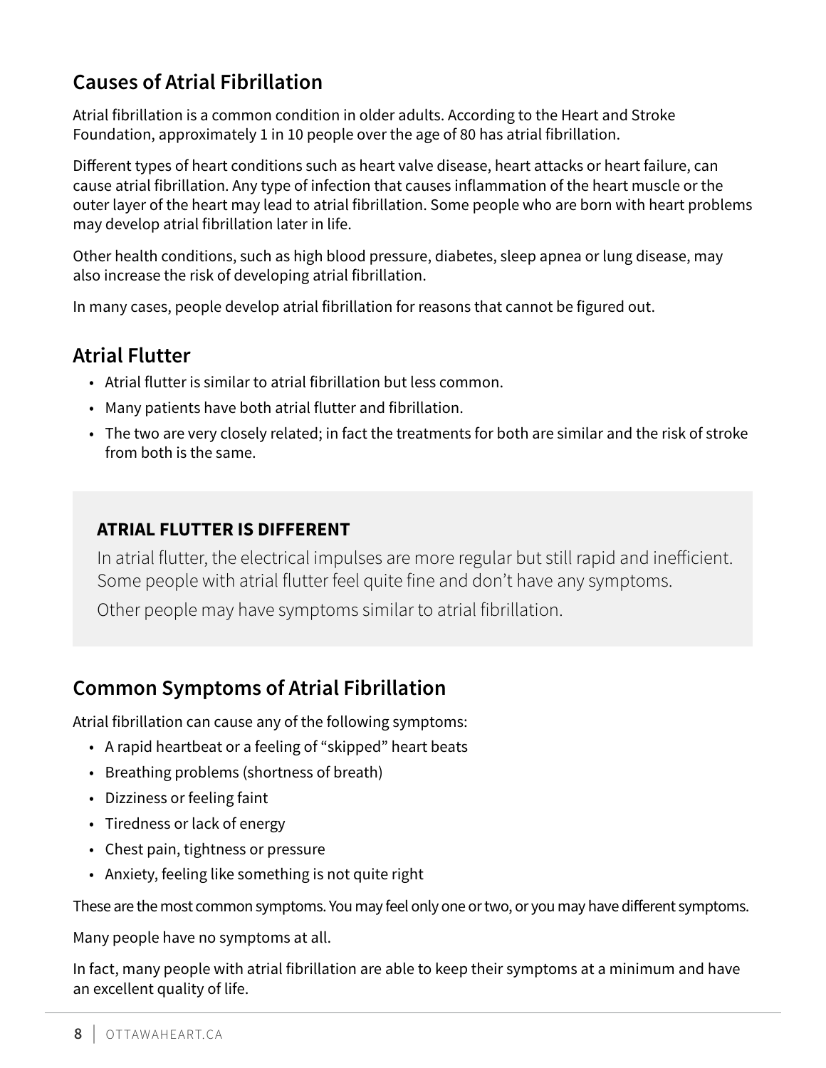## Causes of Atrial Fibrillation

Atrial fibrillation is a common condition in older adults. According to the Heart and Stroke Foundation, approximately 1 in 10 people over the age of 80 has atrial fibrillation.

Different types of heart conditions such as heart valve disease, heart attacks or heart failure, can cause atrial fibrillation. Any type of infection that causes inflammation of the heart muscle or the outer layer of the heart may lead to atrial fibrillation. Some people who are born with heart problems may develop atrial fibrillation later in life.

Other health conditions, such as high blood pressure, diabetes, sleep apnea or lung disease, may also increase the risk of developing atrial fibrillation.

In many cases, people develop atrial fibrillation for reasons that cannot be figured out.

## Atrial Flutter

- Atrial flutter is similar to atrial fibrillation but less common.
- Many patients have both atrial flutter and fibrillation.
- The two are very closely related; in fact the treatments for both are similar and the risk of stroke from both is the same.

> **ATRIAL FLUTTER IS DIFFERENT**
>
> In atrial flutter, the electrical impulses are more regular but still rapid and inefficient. Some people with atrial flutter feel quite fine and don't have any symptoms.
>
> Other people may have symptoms similar to atrial fibrillation.

## Common Symptoms of Atrial Fibrillation

Atrial fibrillation can cause any of the following symptoms:

- A rapid heartbeat or a feeling of "skipped" heart beats
- Breathing problems (shortness of breath)
- Dizziness or feeling faint
- Tiredness or lack of energy
- Chest pain, tightness or pressure
- Anxiety, feeling like something is not quite right

These are the most common symptoms. You may feel only one or two, or you may have different symptoms.

Many people have no symptoms at all.

In fact, many people with atrial fibrillation are able to keep their symptoms at a minimum and have an excellent quality of life.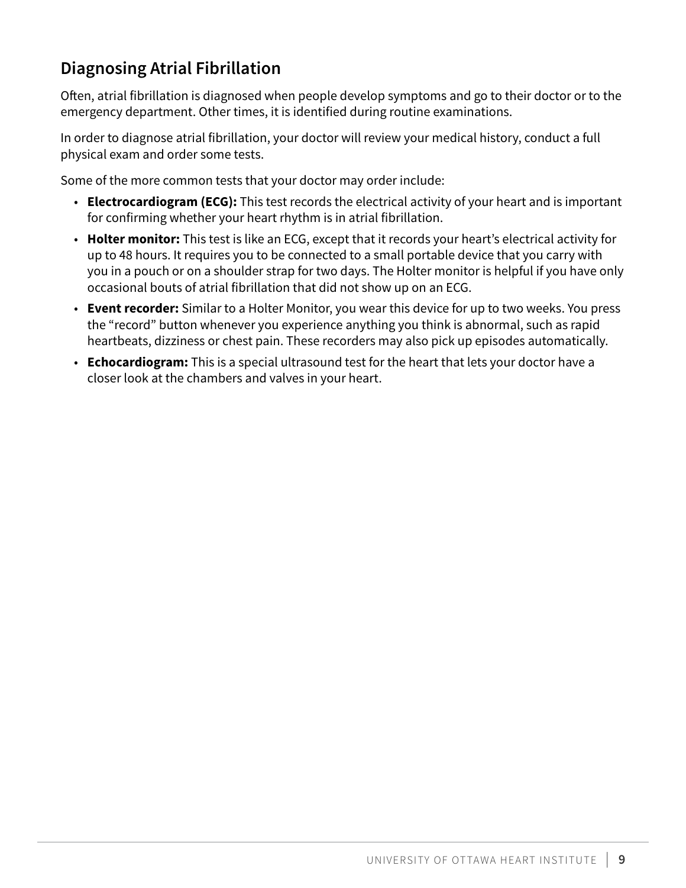## Diagnosing Atrial Fibrillation

Often, atrial fibrillation is diagnosed when people develop symptoms and go to their doctor or to the emergency department. Other times, it is identified during routine examinations.

In order to diagnose atrial fibrillation, your doctor will review your medical history, conduct a full physical exam and order some tests.

Some of the more common tests that your doctor may order include:

- **Electrocardiogram (ECG):** This test records the electrical activity of your heart and is important for confirming whether your heart rhythm is in atrial fibrillation.
- **Holter monitor:** This test is like an ECG, except that it records your heart's electrical activity for up to 48 hours. It requires you to be connected to a small portable device that you carry with you in a pouch or on a shoulder strap for two days. The Holter monitor is helpful if you have only occasional bouts of atrial fibrillation that did not show up on an ECG.
- **Event recorder:** Similar to a Holter Monitor, you wear this device for up to two weeks. You press the "record" button whenever you experience anything you think is abnormal, such as rapid heartbeats, dizziness or chest pain. These recorders may also pick up episodes automatically.
- **Echocardiogram:** This is a special ultrasound test for the heart that lets your doctor have a closer look at the chambers and valves in your heart.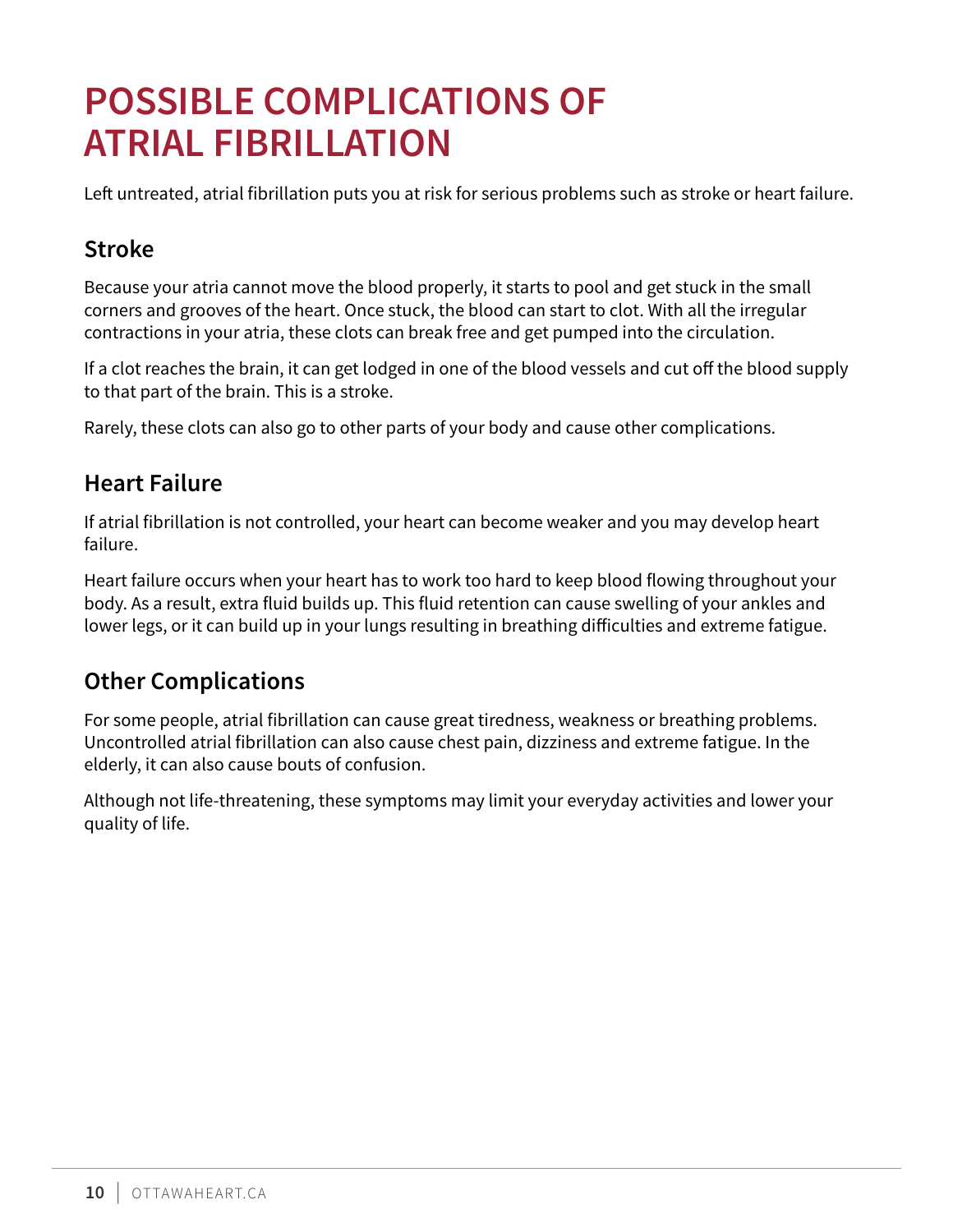# POSSIBLE COMPLICATIONS OF ATRIAL FIBRILLATION

Left untreated, atrial fibrillation puts you at risk for serious problems such as stroke or heart failure.

## Stroke

Because your atria cannot move the blood properly, it starts to pool and get stuck in the small corners and grooves of the heart. Once stuck, the blood can start to clot. With all the irregular contractions in your atria, these clots can break free and get pumped into the circulation.

If a clot reaches the brain, it can get lodged in one of the blood vessels and cut off the blood supply to that part of the brain. This is a stroke.

Rarely, these clots can also go to other parts of your body and cause other complications.

## Heart Failure

If atrial fibrillation is not controlled, your heart can become weaker and you may develop heart failure.

Heart failure occurs when your heart has to work too hard to keep blood flowing throughout your body. As a result, extra fluid builds up. This fluid retention can cause swelling of your ankles and lower legs, or it can build up in your lungs resulting in breathing difficulties and extreme fatigue.

## Other Complications

For some people, atrial fibrillation can cause great tiredness, weakness or breathing problems. Uncontrolled atrial fibrillation can also cause chest pain, dizziness and extreme fatigue. In the elderly, it can also cause bouts of confusion.

Although not life-threatening, these symptoms may limit your everyday activities and lower your quality of life.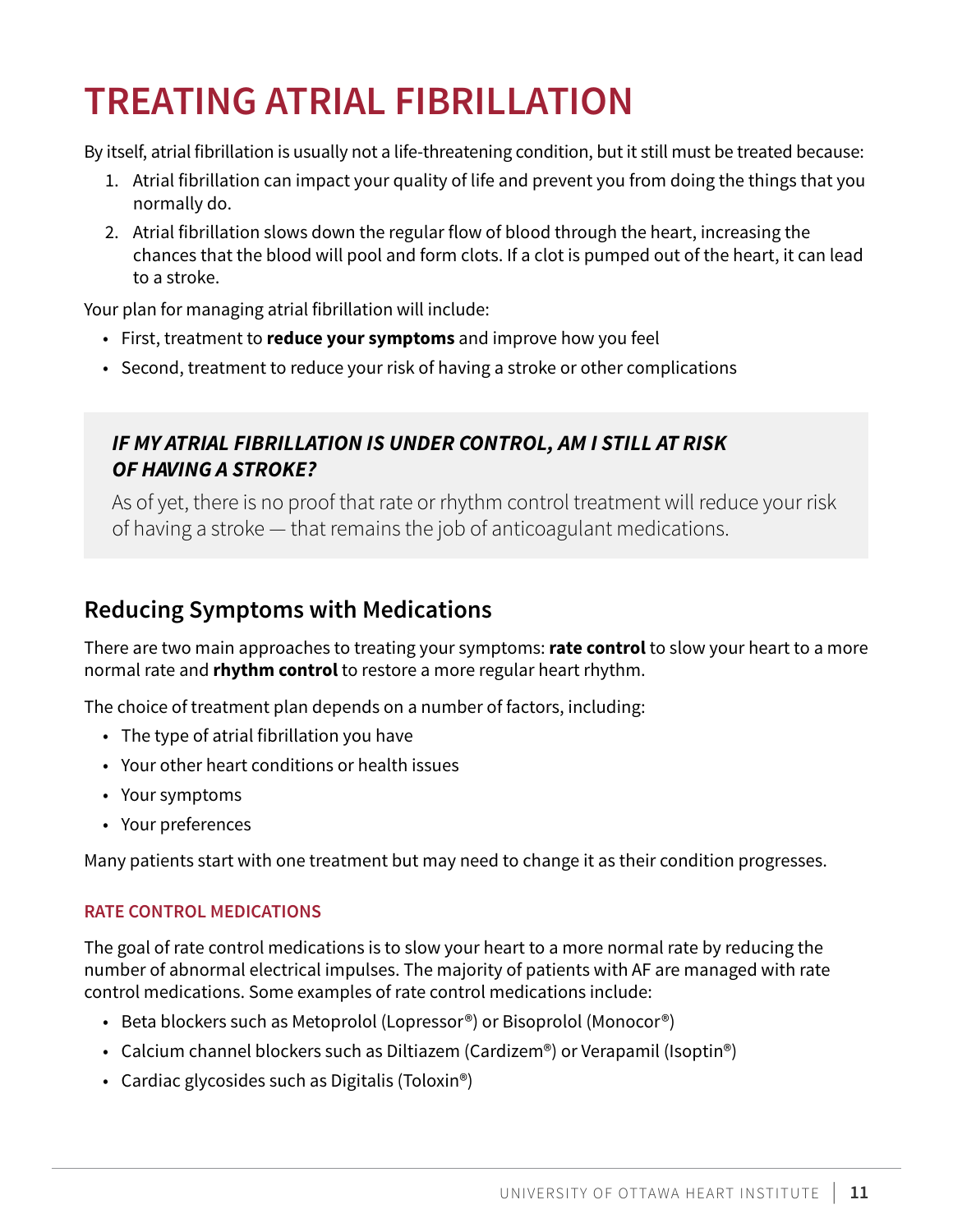# TREATING ATRIAL FIBRILLATION

By itself, atrial fibrillation is usually not a life-threatening condition, but it still must be treated because:

1. Atrial fibrillation can impact your quality of life and prevent you from doing the things that you normally do.
2. Atrial fibrillation slows down the regular flow of blood through the heart, increasing the chances that the blood will pool and form clots. If a clot is pumped out of the heart, it can lead to a stroke.

Your plan for managing atrial fibrillation will include:

- First, treatment to **reduce your symptoms** and improve how you feel
- Second, treatment to reduce your risk of having a stroke or other complications

> ***IF MY ATRIAL FIBRILLATION IS UNDER CONTROL, AM I STILL AT RISK OF HAVING A STROKE?***
>
> As of yet, there is no proof that rate or rhythm control treatment will reduce your risk of having a stroke — that remains the job of anticoagulant medications.

## Reducing Symptoms with Medications

There are two main approaches to treating your symptoms: **rate control** to slow your heart to a more normal rate and **rhythm control** to restore a more regular heart rhythm.

The choice of treatment plan depends on a number of factors, including:

- The type of atrial fibrillation you have
- Your other heart conditions or health issues
- Your symptoms
- Your preferences

Many patients start with one treatment but may need to change it as their condition progresses.

### RATE CONTROL MEDICATIONS

The goal of rate control medications is to slow your heart to a more normal rate by reducing the number of abnormal electrical impulses. The majority of patients with AF are managed with rate control medications. Some examples of rate control medications include:

- Beta blockers such as Metoprolol (Lopressor®) or Bisoprolol (Monocor®)
- Calcium channel blockers such as Diltiazem (Cardizem®) or Verapamil (Isoptin®)
- Cardiac glycosides such as Digitalis (Toloxin®)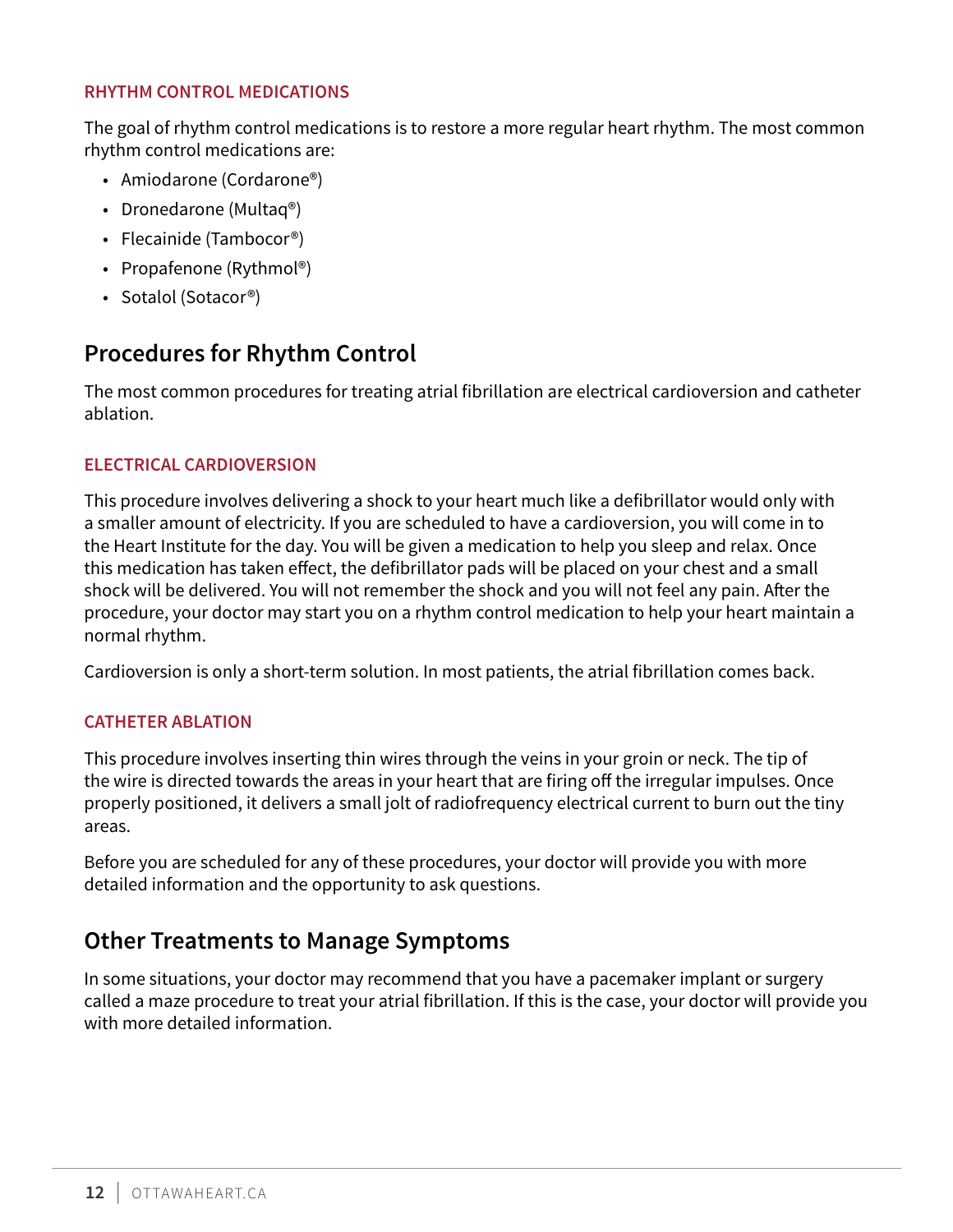### RHYTHM CONTROL MEDICATIONS

The goal of rhythm control medications is to restore a more regular heart rhythm. The most common rhythm control medications are:

- Amiodarone (Cordarone®)
- Dronedarone (Multaq®)
- Flecainide (Tambocor®)
- Propafenone (Rythmol®)
- Sotalol (Sotacor®)

## Procedures for Rhythm Control

The most common procedures for treating atrial fibrillation are electrical cardioversion and catheter ablation.

### ELECTRICAL CARDIOVERSION

This procedure involves delivering a shock to your heart much like a defibrillator would only with a smaller amount of electricity. If you are scheduled to have a cardioversion, you will come in to the Heart Institute for the day. You will be given a medication to help you sleep and relax. Once this medication has taken effect, the defibrillator pads will be placed on your chest and a small shock will be delivered. You will not remember the shock and you will not feel any pain. After the procedure, your doctor may start you on a rhythm control medication to help your heart maintain a normal rhythm.

Cardioversion is only a short-term solution. In most patients, the atrial fibrillation comes back.

### CATHETER ABLATION

This procedure involves inserting thin wires through the veins in your groin or neck. The tip of the wire is directed towards the areas in your heart that are firing off the irregular impulses. Once properly positioned, it delivers a small jolt of radiofrequency electrical current to burn out the tiny areas.

Before you are scheduled for any of these procedures, your doctor will provide you with more detailed information and the opportunity to ask questions.

## Other Treatments to Manage Symptoms

In some situations, your doctor may recommend that you have a pacemaker implant or surgery called a maze procedure to treat your atrial fibrillation. If this is the case, your doctor will provide you with more detailed information.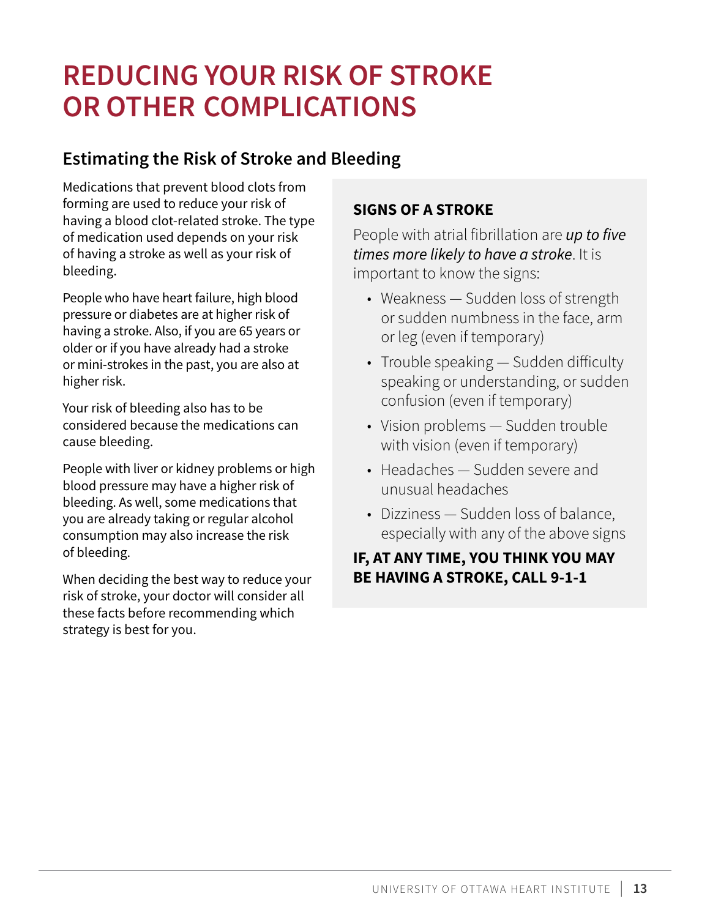# REDUCING YOUR RISK OF STROKE OR OTHER COMPLICATIONS

## Estimating the Risk of Stroke and Bleeding

Medications that prevent blood clots from forming are used to reduce your risk of having a blood clot-related stroke. The type of medication used depends on your risk of having a stroke as well as your risk of bleeding.

People who have heart failure, high blood pressure or diabetes are at higher risk of having a stroke. Also, if you are 65 years or older or if you have already had a stroke or mini-strokes in the past, you are also at higher risk.

Your risk of bleeding also has to be considered because the medications can cause bleeding.

People with liver or kidney problems or high blood pressure may have a higher risk of bleeding. As well, some medications that you are already taking or regular alcohol consumption may also increase the risk of bleeding.

When deciding the best way to reduce your risk of stroke, your doctor will consider all these facts before recommending which strategy is best for you.

### SIGNS OF A STROKE

People with atrial fibrillation are *up to five times more likely to have a stroke*. It is important to know the signs:

- Weakness — Sudden loss of strength or sudden numbness in the face, arm or leg (even if temporary)
- Trouble speaking — Sudden difficulty speaking or understanding, or sudden confusion (even if temporary)
- Vision problems — Sudden trouble with vision (even if temporary)
- Headaches — Sudden severe and unusual headaches
- Dizziness — Sudden loss of balance, especially with any of the above signs

**IF, AT ANY TIME, YOU THINK YOU MAY BE HAVING A STROKE, CALL 9-1-1**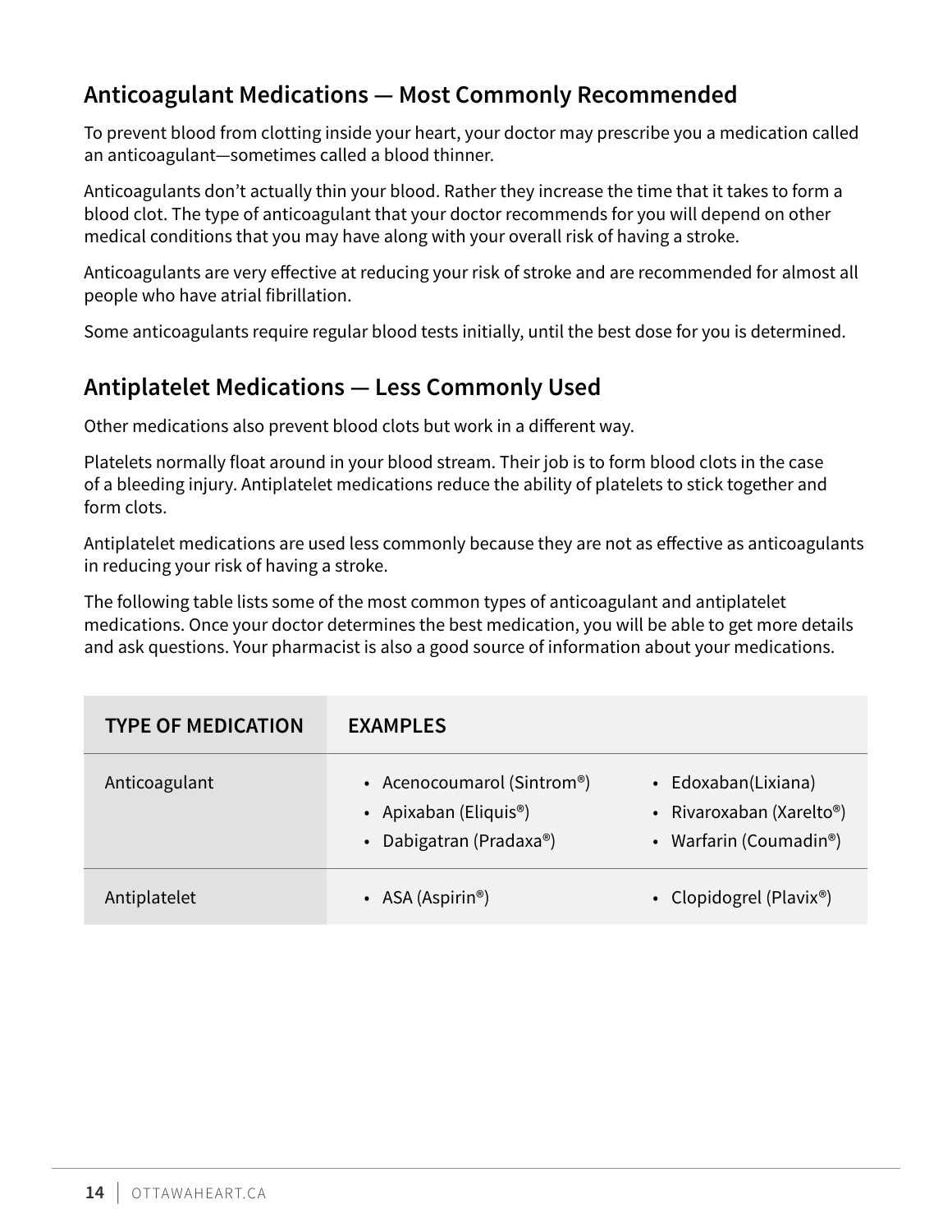## Anticoagulant Medications — Most Commonly Recommended

To prevent blood from clotting inside your heart, your doctor may prescribe you a medication called an anticoagulant—sometimes called a blood thinner.

Anticoagulants don't actually thin your blood. Rather they increase the time that it takes to form a blood clot. The type of anticoagulant that your doctor recommends for you will depend on other medical conditions that you may have along with your overall risk of having a stroke.

Anticoagulants are very effective at reducing your risk of stroke and are recommended for almost all people who have atrial fibrillation.

Some anticoagulants require regular blood tests initially, until the best dose for you is determined.

## Antiplatelet Medications — Less Commonly Used

Other medications also prevent blood clots but work in a different way.

Platelets normally float around in your blood stream. Their job is to form blood clots in the case of a bleeding injury. Antiplatelet medications reduce the ability of platelets to stick together and form clots.

Antiplatelet medications are used less commonly because they are not as effective as anticoagulants in reducing your risk of having a stroke.

The following table lists some of the most common types of anticoagulant and antiplatelet medications. Once your doctor determines the best medication, you will be able to get more details and ask questions. Your pharmacist is also a good source of information about your medications.

| TYPE OF MEDICATION | EXAMPLES | |
|---|---|---|
| Anticoagulant | • Acenocoumarol (Sintrom®)<br>• Apixaban (Eliquis®)<br>• Dabigatran (Pradaxa®) | • Edoxaban(Lixiana)<br>• Rivaroxaban (Xarelto®)<br>• Warfarin (Coumadin®) |
| Antiplatelet | • ASA (Aspirin®) | • Clopidogrel (Plavix®) |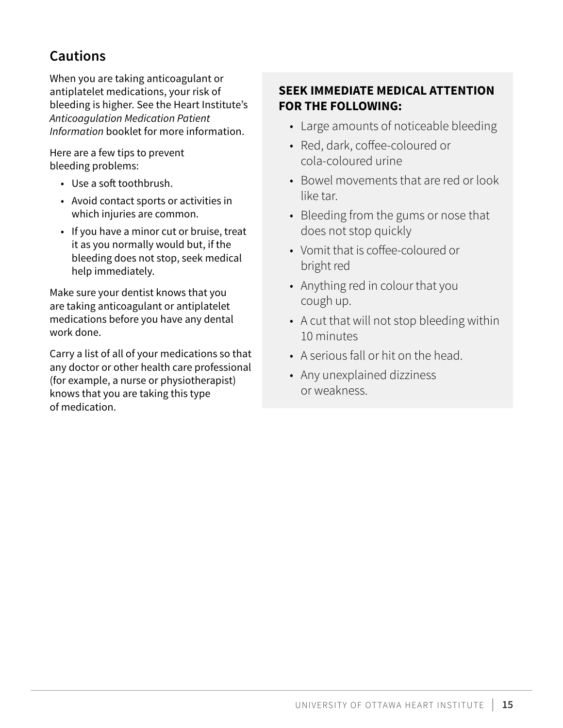## Cautions

When you are taking anticoagulant or antiplatelet medications, your risk of bleeding is higher. See the Heart Institute's *Anticoagulation Medication Patient Information* booklet for more information.

Here are a few tips to prevent bleeding problems:

- Use a soft toothbrush.
- Avoid contact sports or activities in which injuries are common.
- If you have a minor cut or bruise, treat it as you normally would but, if the bleeding does not stop, seek medical help immediately.

Make sure your dentist knows that you are taking anticoagulant or antiplatelet medications before you have any dental work done.

Carry a list of all of your medications so that any doctor or other health care professional (for example, a nurse or physiotherapist) knows that you are taking this type of medication.

**SEEK IMMEDIATE MEDICAL ATTENTION FOR THE FOLLOWING:**

- Large amounts of noticeable bleeding
- Red, dark, coffee-coloured or cola-coloured urine
- Bowel movements that are red or look like tar.
- Bleeding from the gums or nose that does not stop quickly
- Vomit that is coffee-coloured or bright red
- Anything red in colour that you cough up.
- A cut that will not stop bleeding within 10 minutes
- A serious fall or hit on the head.
- Any unexplained dizziness or weakness.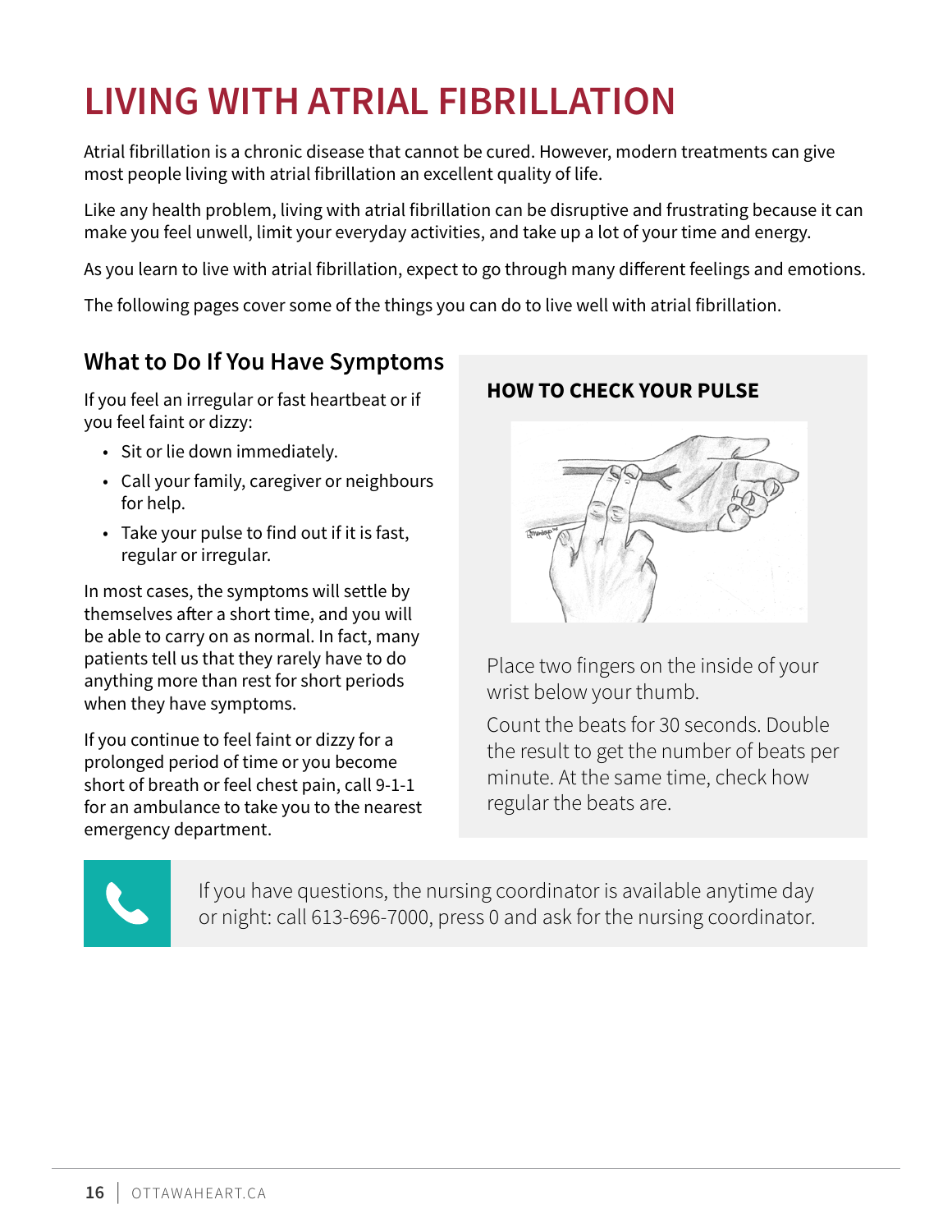# LIVING WITH ATRIAL FIBRILLATION

Atrial fibrillation is a chronic disease that cannot be cured. However, modern treatments can give most people living with atrial fibrillation an excellent quality of life.

Like any health problem, living with atrial fibrillation can be disruptive and frustrating because it can make you feel unwell, limit your everyday activities, and take up a lot of your time and energy.

As you learn to live with atrial fibrillation, expect to go through many different feelings and emotions.

The following pages cover some of the things you can do to live well with atrial fibrillation.

## What to Do If You Have Symptoms

If you feel an irregular or fast heartbeat or if you feel faint or dizzy:

- Sit or lie down immediately.
- Call your family, caregiver or neighbours for help.
- Take your pulse to find out if it is fast, regular or irregular.

In most cases, the symptoms will settle by themselves after a short time, and you will be able to carry on as normal. In fact, many patients tell us that they rarely have to do anything more than rest for short periods when they have symptoms.

If you continue to feel faint or dizzy for a prolonged period of time or you become short of breath or feel chest pain, call 9-1-1 for an ambulance to take you to the nearest emergency department.

**HOW TO CHECK YOUR PULSE**

Place two fingers on the inside of your wrist below your thumb.

Count the beats for 30 seconds. Double the result to get the number of beats per minute. At the same time, check how regular the beats are.

If you have questions, the nursing coordinator is available anytime day or night: call 613-696-7000, press 0 and ask for the nursing coordinator.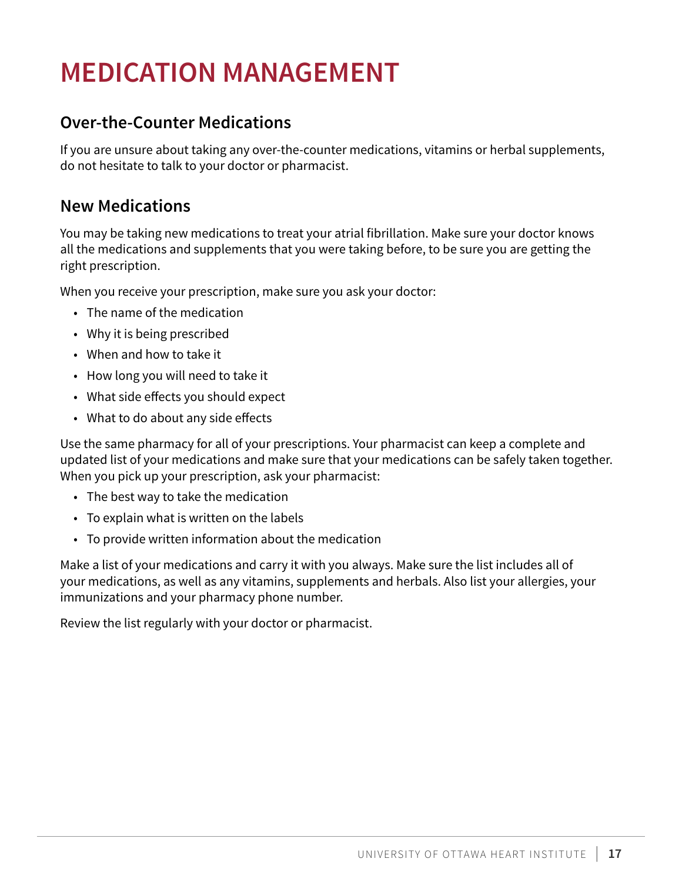# MEDICATION MANAGEMENT

## Over-the-Counter Medications

If you are unsure about taking any over-the-counter medications, vitamins or herbal supplements, do not hesitate to talk to your doctor or pharmacist.

## New Medications

You may be taking new medications to treat your atrial fibrillation. Make sure your doctor knows all the medications and supplements that you were taking before, to be sure you are getting the right prescription.

When you receive your prescription, make sure you ask your doctor:

- The name of the medication
- Why it is being prescribed
- When and how to take it
- How long you will need to take it
- What side effects you should expect
- What to do about any side effects

Use the same pharmacy for all of your prescriptions. Your pharmacist can keep a complete and updated list of your medications and make sure that your medications can be safely taken together. When you pick up your prescription, ask your pharmacist:

- The best way to take the medication
- To explain what is written on the labels
- To provide written information about the medication

Make a list of your medications and carry it with you always. Make sure the list includes all of your medications, as well as any vitamins, supplements and herbals. Also list your allergies, your immunizations and your pharmacy phone number.

Review the list regularly with your doctor or pharmacist.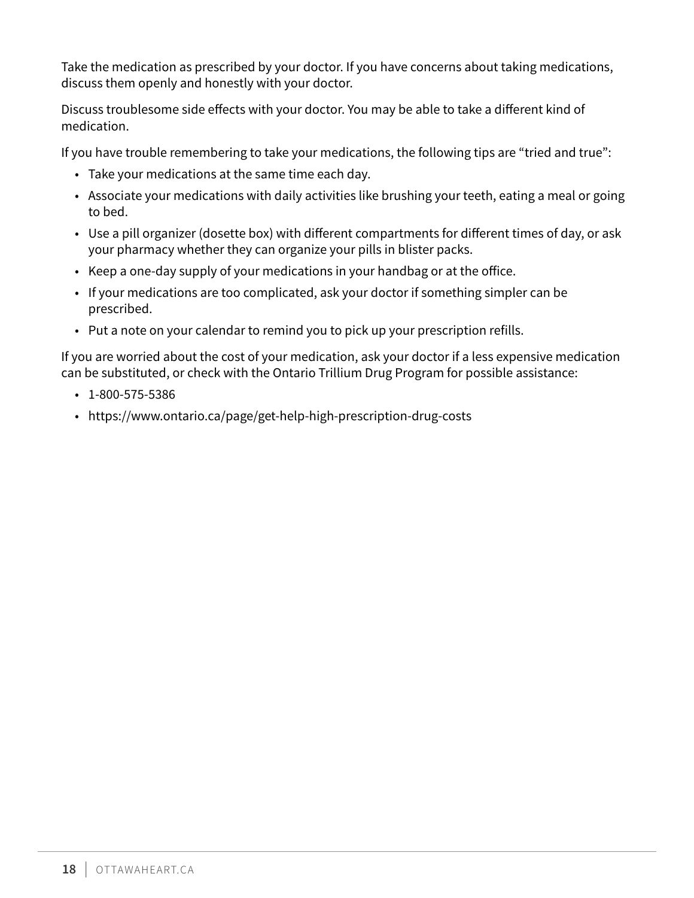Take the medication as prescribed by your doctor. If you have concerns about taking medications, discuss them openly and honestly with your doctor.

Discuss troublesome side effects with your doctor. You may be able to take a different kind of medication.

If you have trouble remembering to take your medications, the following tips are "tried and true":

- Take your medications at the same time each day.
- Associate your medications with daily activities like brushing your teeth, eating a meal or going to bed.
- Use a pill organizer (dosette box) with different compartments for different times of day, or ask your pharmacy whether they can organize your pills in blister packs.
- Keep a one-day supply of your medications in your handbag or at the office.
- If your medications are too complicated, ask your doctor if something simpler can be prescribed.
- Put a note on your calendar to remind you to pick up your prescription refills.

If you are worried about the cost of your medication, ask your doctor if a less expensive medication can be substituted, or check with the Ontario Trillium Drug Program for possible assistance:

- 1-800-575-5386
- https://www.ontario.ca/page/get-help-high-prescription-drug-costs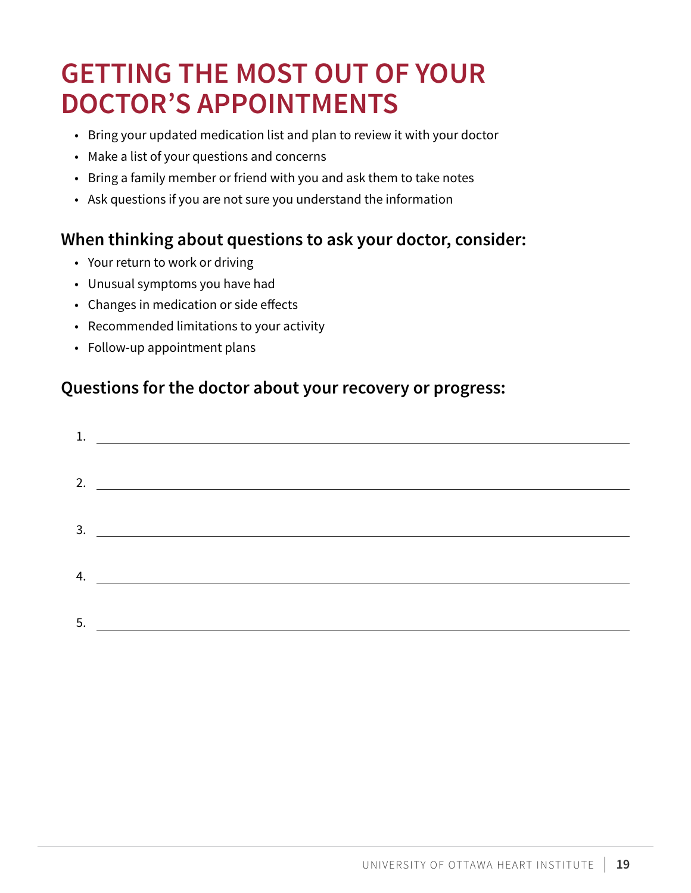# GETTING THE MOST OUT OF YOUR DOCTOR'S APPOINTMENTS

- Bring your updated medication list and plan to review it with your doctor
- Make a list of your questions and concerns
- Bring a family member or friend with you and ask them to take notes
- Ask questions if you are not sure you understand the information

## When thinking about questions to ask your doctor, consider:

- Your return to work or driving
- Unusual symptoms you have had
- Changes in medication or side effects
- Recommended limitations to your activity
- Follow-up appointment plans

## Questions for the doctor about your recovery or progress:

1. ______________________________

2. ______________________________

3. ______________________________

4. ______________________________

5. ______________________________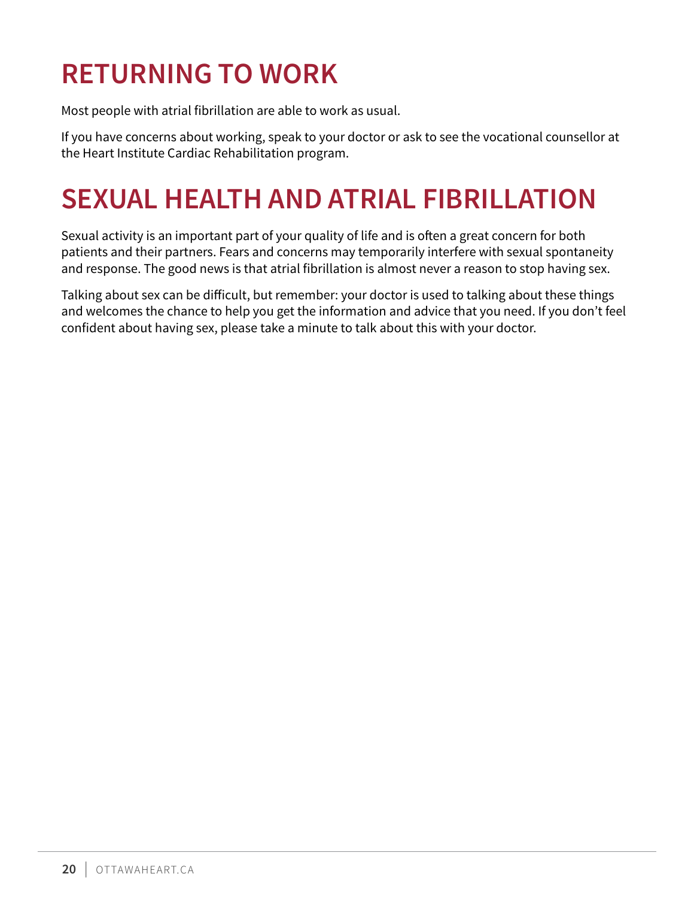# RETURNING TO WORK

Most people with atrial fibrillation are able to work as usual.

If you have concerns about working, speak to your doctor or ask to see the vocational counsellor at the Heart Institute Cardiac Rehabilitation program.

# SEXUAL HEALTH AND ATRIAL FIBRILLATION

Sexual activity is an important part of your quality of life and is often a great concern for both patients and their partners. Fears and concerns may temporarily interfere with sexual spontaneity and response. The good news is that atrial fibrillation is almost never a reason to stop having sex.

Talking about sex can be difficult, but remember: your doctor is used to talking about these things and welcomes the chance to help you get the information and advice that you need. If you don't feel confident about having sex, please take a minute to talk about this with your doctor.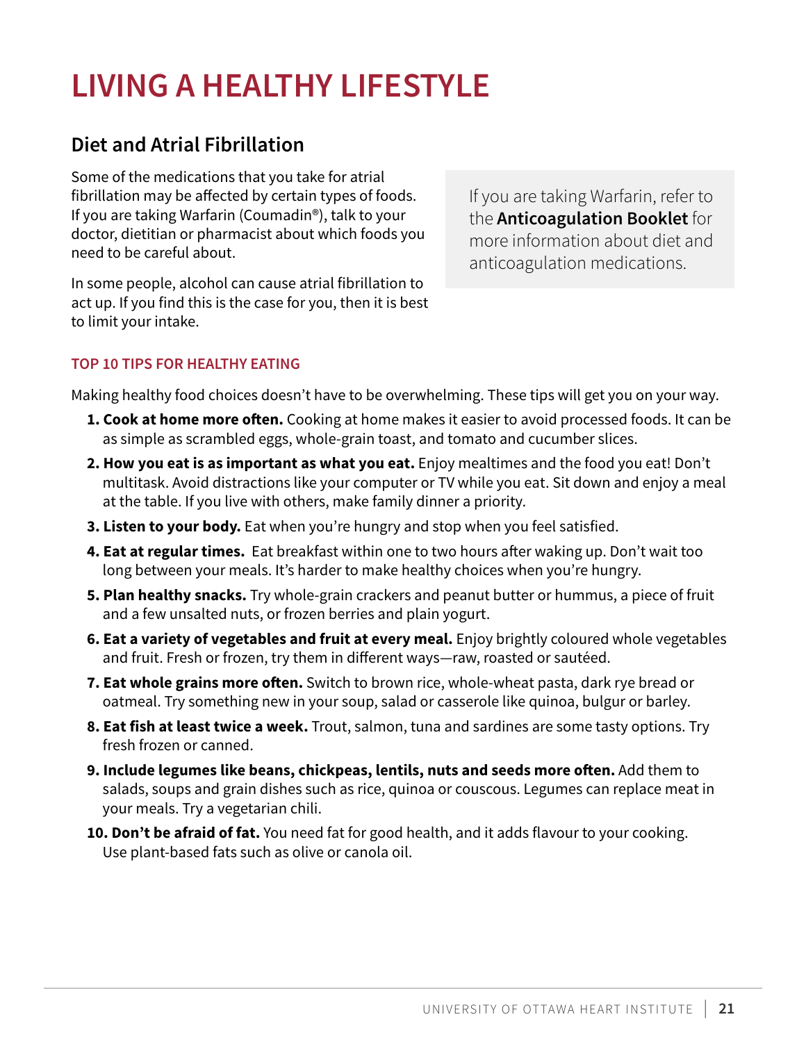# LIVING A HEALTHY LIFESTYLE

## Diet and Atrial Fibrillation

Some of the medications that you take for atrial fibrillation may be affected by certain types of foods. If you are taking Warfarin (Coumadin®), talk to your doctor, dietitian or pharmacist about which foods you need to be careful about.

In some people, alcohol can cause atrial fibrillation to act up. If you find this is the case for you, then it is best to limit your intake.

> If you are taking Warfarin, refer to the **Anticoagulation Booklet** for more information about diet and anticoagulation medications.

### TOP 10 TIPS FOR HEALTHY EATING

Making healthy food choices doesn't have to be overwhelming. These tips will get you on your way.

1. **Cook at home more often.** Cooking at home makes it easier to avoid processed foods. It can be as simple as scrambled eggs, whole-grain toast, and tomato and cucumber slices.
2. **How you eat is as important as what you eat.** Enjoy mealtimes and the food you eat! Don't multitask. Avoid distractions like your computer or TV while you eat. Sit down and enjoy a meal at the table. If you live with others, make family dinner a priority.
3. **Listen to your body.** Eat when you're hungry and stop when you feel satisfied.
4. **Eat at regular times.** Eat breakfast within one to two hours after waking up. Don't wait too long between your meals. It's harder to make healthy choices when you're hungry.
5. **Plan healthy snacks.** Try whole-grain crackers and peanut butter or hummus, a piece of fruit and a few unsalted nuts, or frozen berries and plain yogurt.
6. **Eat a variety of vegetables and fruit at every meal.** Enjoy brightly coloured whole vegetables and fruit. Fresh or frozen, try them in different ways—raw, roasted or sautéed.
7. **Eat whole grains more often.** Switch to brown rice, whole-wheat pasta, dark rye bread or oatmeal. Try something new in your soup, salad or casserole like quinoa, bulgur or barley.
8. **Eat fish at least twice a week.** Trout, salmon, tuna and sardines are some tasty options. Try fresh frozen or canned.
9. **Include legumes like beans, chickpeas, lentils, nuts and seeds more often.** Add them to salads, soups and grain dishes such as rice, quinoa or couscous. Legumes can replace meat in your meals. Try a vegetarian chili.
10. **Don't be afraid of fat.** You need fat for good health, and it adds flavour to your cooking. Use plant-based fats such as olive or canola oil.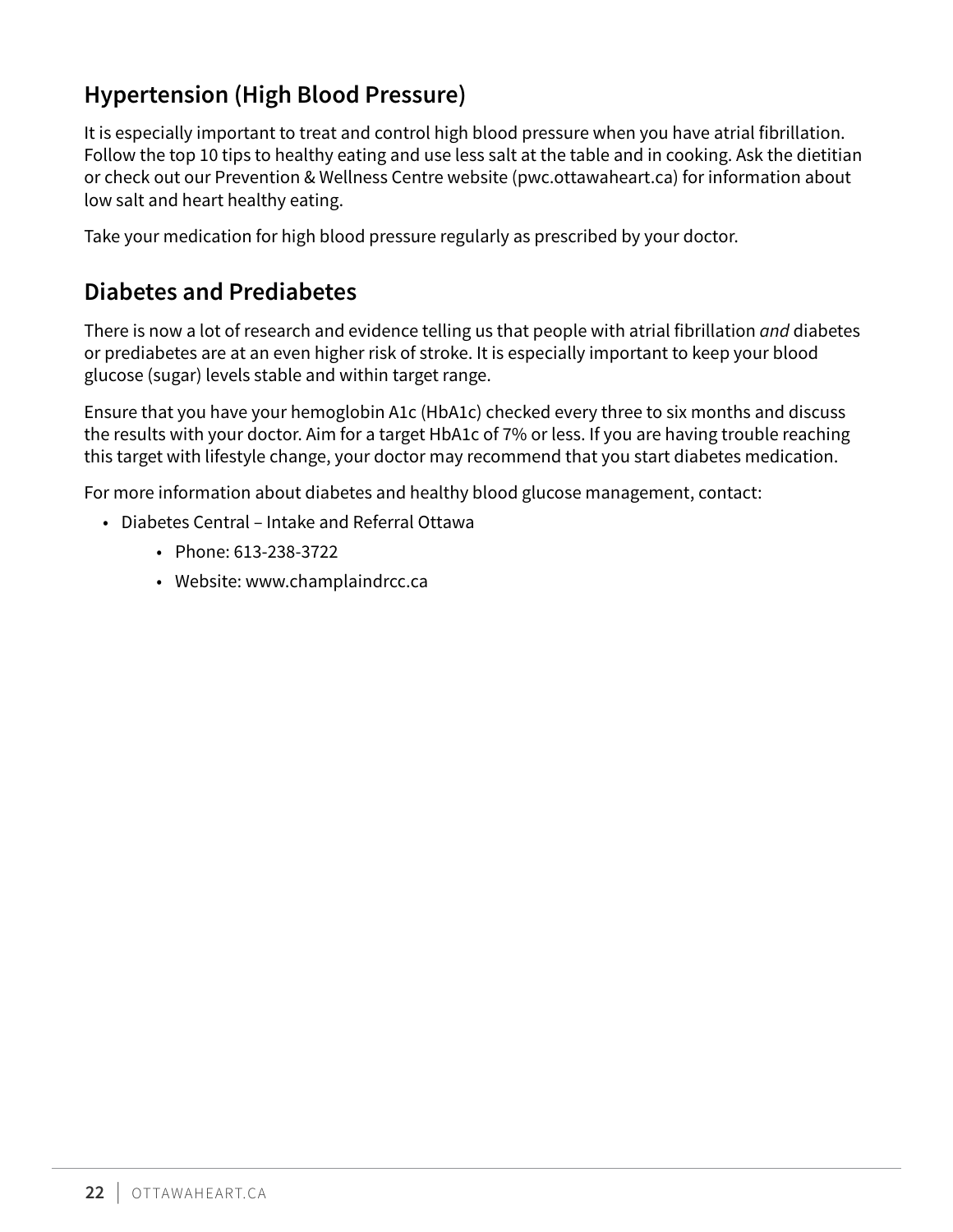## Hypertension (High Blood Pressure)

It is especially important to treat and control high blood pressure when you have atrial fibrillation. Follow the top 10 tips to healthy eating and use less salt at the table and in cooking. Ask the dietitian or check out our Prevention & Wellness Centre website (pwc.ottawaheart.ca) for information about low salt and heart healthy eating.

Take your medication for high blood pressure regularly as prescribed by your doctor.

## Diabetes and Prediabetes

There is now a lot of research and evidence telling us that people with atrial fibrillation *and* diabetes or prediabetes are at an even higher risk of stroke. It is especially important to keep your blood glucose (sugar) levels stable and within target range.

Ensure that you have your hemoglobin A1c (HbA1c) checked every three to six months and discuss the results with your doctor. Aim for a target HbA1c of 7% or less. If you are having trouble reaching this target with lifestyle change, your doctor may recommend that you start diabetes medication.

For more information about diabetes and healthy blood glucose management, contact:

- Diabetes Central – Intake and Referral Ottawa
    - Phone: 613-238-3722
    - Website: www.champlaindrcc.ca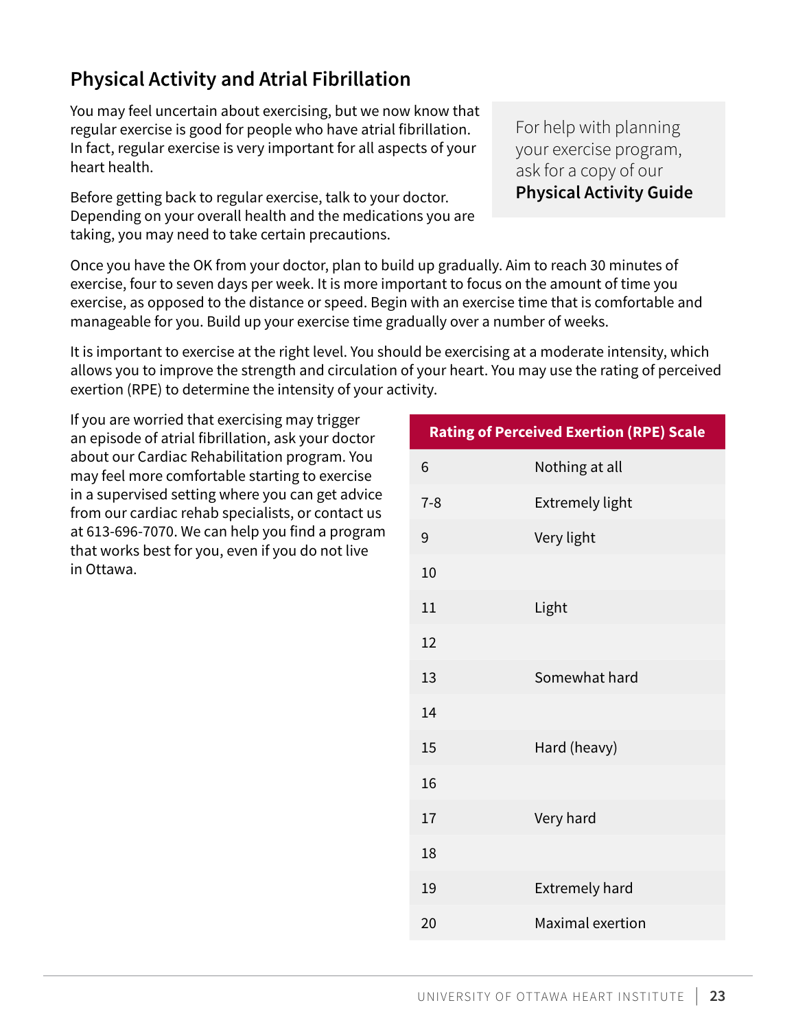## Physical Activity and Atrial Fibrillation

You may feel uncertain about exercising, but we now know that regular exercise is good for people who have atrial fibrillation. In fact, regular exercise is very important for all aspects of your heart health.

Before getting back to regular exercise, talk to your doctor. Depending on your overall health and the medications you are taking, you may need to take certain precautions.

For help with planning your exercise program, ask for a copy of our **Physical Activity Guide**

Once you have the OK from your doctor, plan to build up gradually. Aim to reach 30 minutes of exercise, four to seven days per week. It is more important to focus on the amount of time you exercise, as opposed to the distance or speed. Begin with an exercise time that is comfortable and manageable for you. Build up your exercise time gradually over a number of weeks.

It is important to exercise at the right level. You should be exercising at a moderate intensity, which allows you to improve the strength and circulation of your heart. You may use the rating of perceived exertion (RPE) to determine the intensity of your activity.

If you are worried that exercising may trigger an episode of atrial fibrillation, ask your doctor about our Cardiac Rehabilitation program. You may feel more comfortable starting to exercise in a supervised setting where you can get advice from our cardiac rehab specialists, or contact us at 613-696-7070. We can help you find a program that works best for you, even if you do not live in Ottawa.

| Rating of Perceived Exertion (RPE) Scale | |
|---|---|
| 6 | Nothing at all |
| 7-8 | Extremely light |
| 9 | Very light |
| 10 | |
| 11 | Light |
| 12 | |
| 13 | Somewhat hard |
| 14 | |
| 15 | Hard (heavy) |
| 16 | |
| 17 | Very hard |
| 18 | |
| 19 | Extremely hard |
| 20 | Maximal exertion |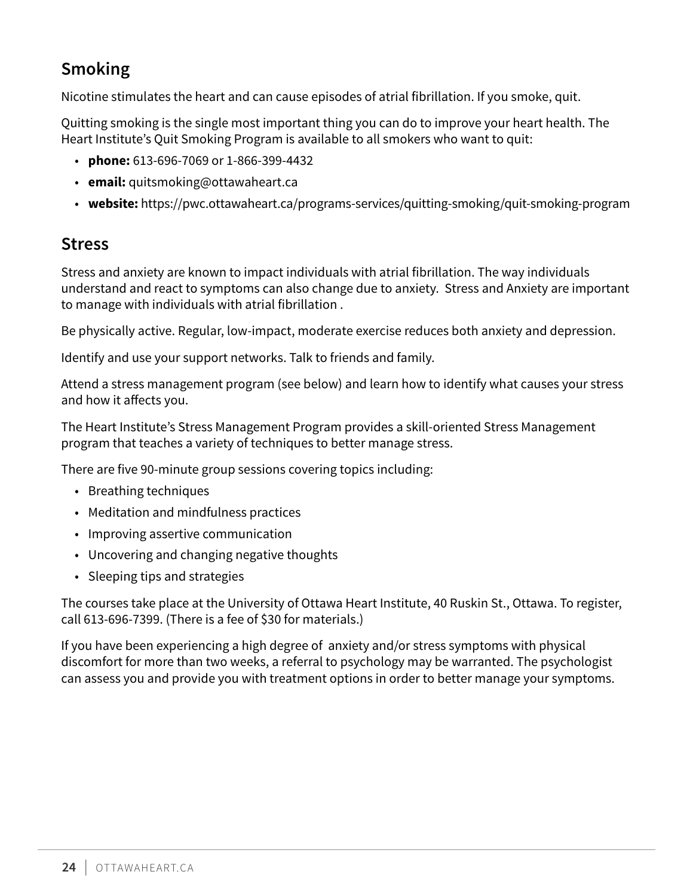## Smoking

Nicotine stimulates the heart and can cause episodes of atrial fibrillation. If you smoke, quit.

Quitting smoking is the single most important thing you can do to improve your heart health. The Heart Institute's Quit Smoking Program is available to all smokers who want to quit:

- **phone:** 613-696-7069 or 1-866-399-4432
- **email:** quitsmoking@ottawaheart.ca
- **website:** https://pwc.ottawaheart.ca/programs-services/quitting-smoking/quit-smoking-program

## Stress

Stress and anxiety are known to impact individuals with atrial fibrillation. The way individuals understand and react to symptoms can also change due to anxiety. Stress and Anxiety are important to manage with individuals with atrial fibrillation .

Be physically active. Regular, low-impact, moderate exercise reduces both anxiety and depression.

Identify and use your support networks. Talk to friends and family.

Attend a stress management program (see below) and learn how to identify what causes your stress and how it affects you.

The Heart Institute's Stress Management Program provides a skill-oriented Stress Management program that teaches a variety of techniques to better manage stress.

There are five 90-minute group sessions covering topics including:

- Breathing techniques
- Meditation and mindfulness practices
- Improving assertive communication
- Uncovering and changing negative thoughts
- Sleeping tips and strategies

The courses take place at the University of Ottawa Heart Institute, 40 Ruskin St., Ottawa. To register, call 613-696-7399. (There is a fee of $30 for materials.)

If you have been experiencing a high degree of anxiety and/or stress symptoms with physical discomfort for more than two weeks, a referral to psychology may be warranted. The psychologist can assess you and provide you with treatment options in order to better manage your symptoms.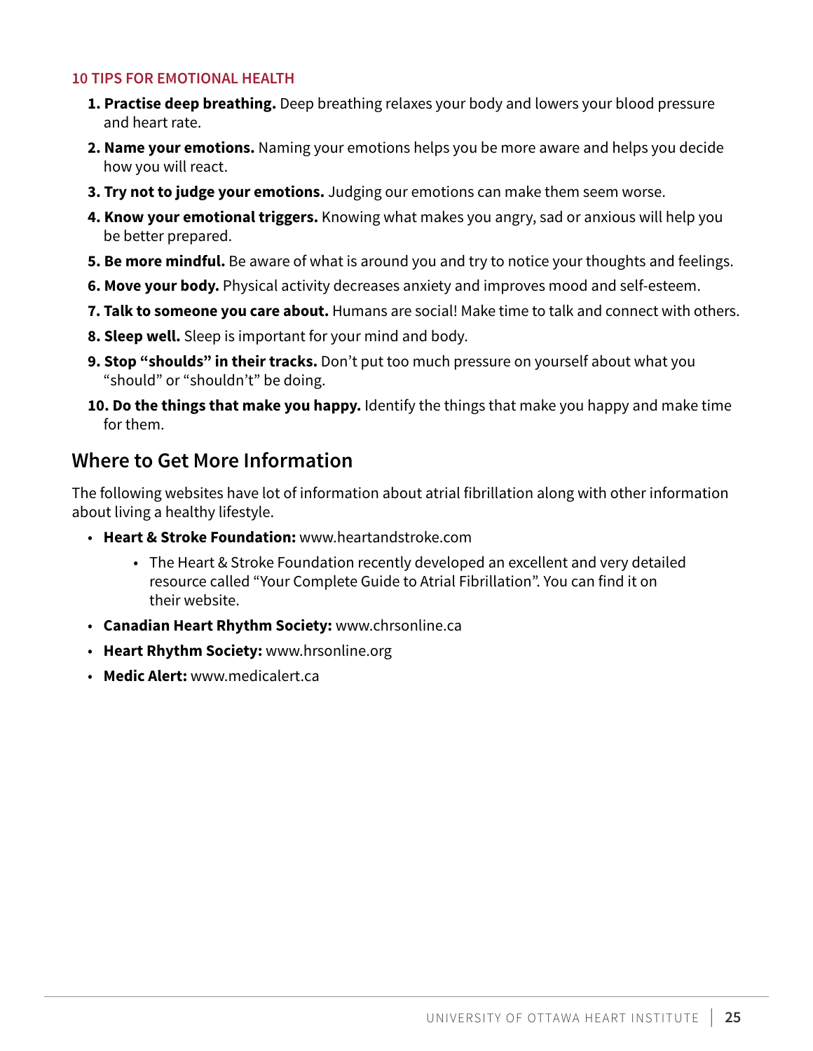### 10 TIPS FOR EMOTIONAL HEALTH

1. **Practise deep breathing.** Deep breathing relaxes your body and lowers your blood pressure and heart rate.
2. **Name your emotions.** Naming your emotions helps you be more aware and helps you decide how you will react.
3. **Try not to judge your emotions.** Judging our emotions can make them seem worse.
4. **Know your emotional triggers.** Knowing what makes you angry, sad or anxious will help you be better prepared.
5. **Be more mindful.** Be aware of what is around you and try to notice your thoughts and feelings.
6. **Move your body.** Physical activity decreases anxiety and improves mood and self-esteem.
7. **Talk to someone you care about.** Humans are social! Make time to talk and connect with others.
8. **Sleep well.** Sleep is important for your mind and body.
9. **Stop "shoulds" in their tracks.** Don't put too much pressure on yourself about what you "should" or "shouldn't" be doing.
10. **Do the things that make you happy.** Identify the things that make you happy and make time for them.

## Where to Get More Information

The following websites have lot of information about atrial fibrillation along with other information about living a healthy lifestyle.

- **Heart & Stroke Foundation:** www.heartandstroke.com
  - The Heart & Stroke Foundation recently developed an excellent and very detailed resource called "Your Complete Guide to Atrial Fibrillation". You can find it on their website.
- **Canadian Heart Rhythm Society:** www.chrsonline.ca
- **Heart Rhythm Society:** www.hrsonline.org
- **Medic Alert:** www.medicalert.ca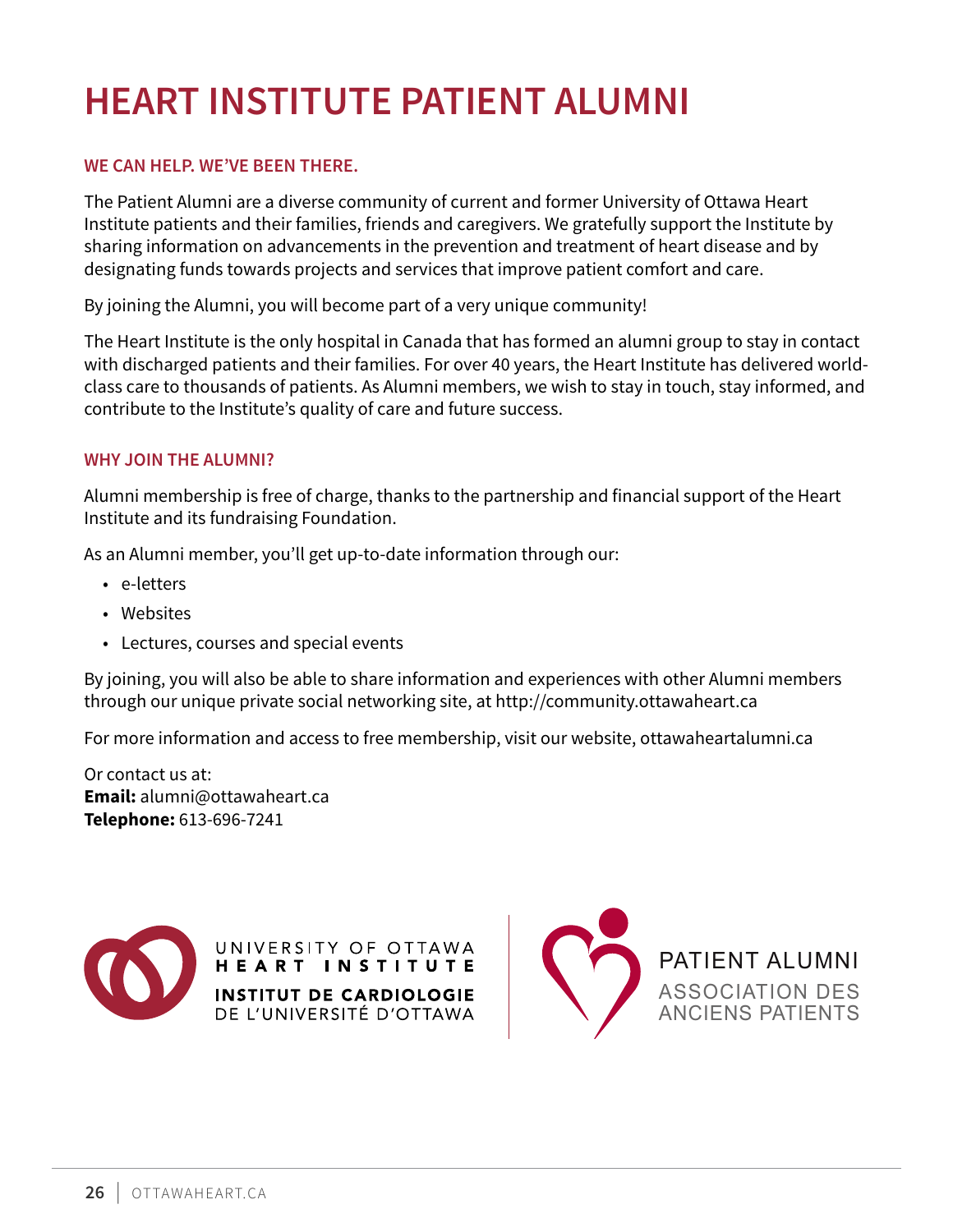# HEART INSTITUTE PATIENT ALUMNI

### WE CAN HELP. WE'VE BEEN THERE.

The Patient Alumni are a diverse community of current and former University of Ottawa Heart Institute patients and their families, friends and caregivers. We gratefully support the Institute by sharing information on advancements in the prevention and treatment of heart disease and by designating funds towards projects and services that improve patient comfort and care.

By joining the Alumni, you will become part of a very unique community!

The Heart Institute is the only hospital in Canada that has formed an alumni group to stay in contact with discharged patients and their families. For over 40 years, the Heart Institute has delivered world-class care to thousands of patients. As Alumni members, we wish to stay in touch, stay informed, and contribute to the Institute's quality of care and future success.

### WHY JOIN THE ALUMNI?

Alumni membership is free of charge, thanks to the partnership and financial support of the Heart Institute and its fundraising Foundation.

As an Alumni member, you'll get up-to-date information through our:

- e-letters
- Websites
- Lectures, courses and special events

By joining, you will also be able to share information and experiences with other Alumni members through our unique private social networking site, at http://community.ottawaheart.ca

For more information and access to free membership, visit our website, ottawaheartalumni.ca

Or contact us at:
**Email:** alumni@ottawaheart.ca
**Telephone:** 613-696-7241

UNIVERSITY OF OTTAWA HEART INSTITUTE
INSTITUT DE CARDIOLOGIE DE L'UNIVERSITÉ D'OTTAWA

PATIENT ALUMNI
ASSOCIATION DES ANCIENS PATIENTS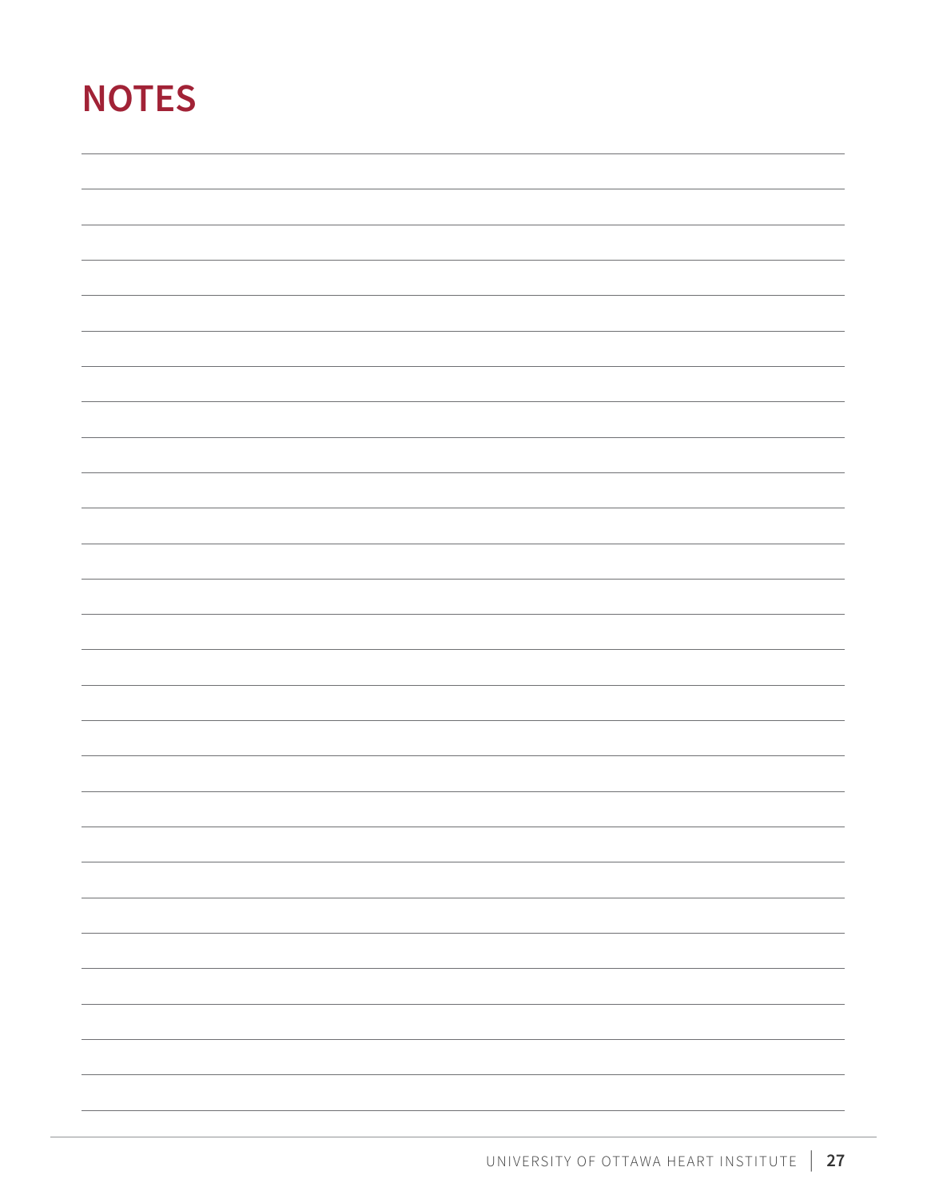# NOTES